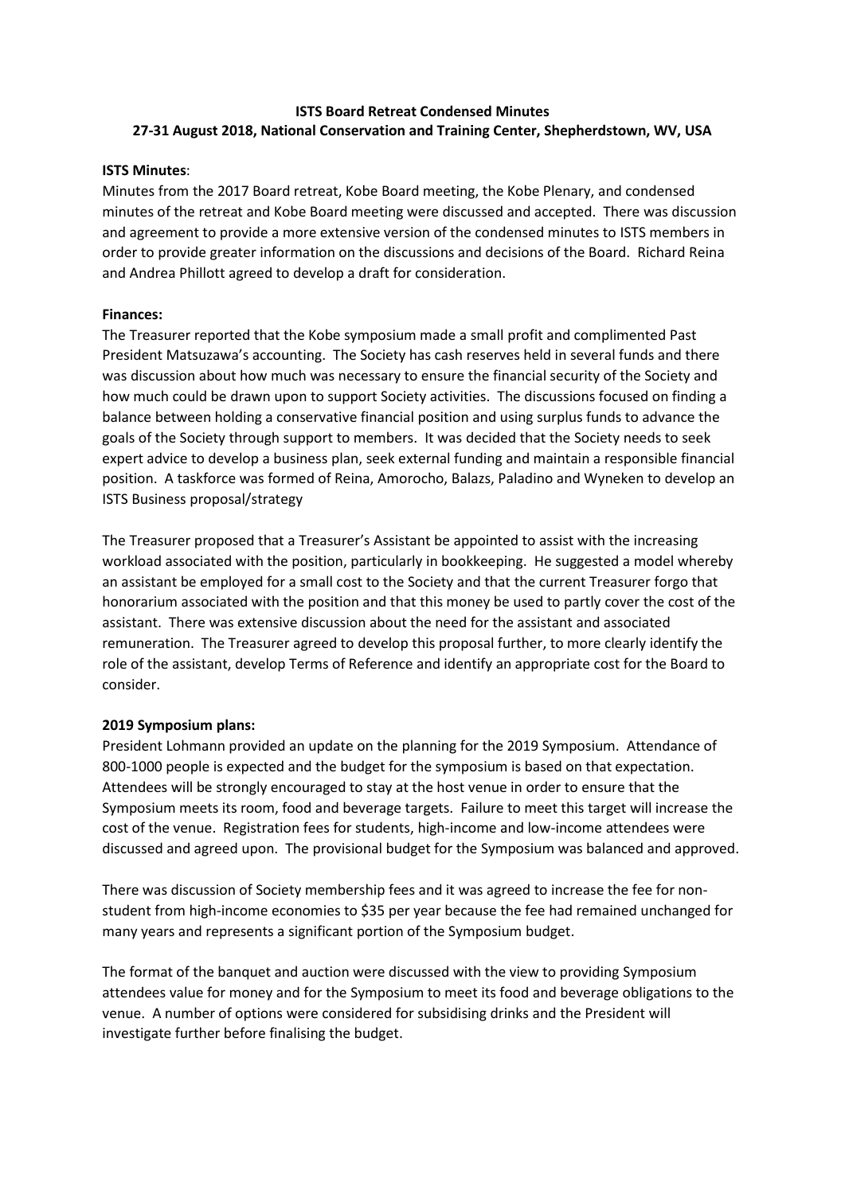**ISTS Board Retreat Condensed Minutes**
**27-31 August 2018, National Conservation and Training Center, Shepherdstown, WV, USA**

**ISTS Minutes**:
Minutes from the 2017 Board retreat, Kobe Board meeting, the Kobe Plenary, and condensed minutes of the retreat and Kobe Board meeting were discussed and accepted. There was discussion and agreement to provide a more extensive version of the condensed minutes to ISTS members in order to provide greater information on the discussions and decisions of the Board. Richard Reina and Andrea Phillott agreed to develop a draft for consideration.

**Finances:**
The Treasurer reported that the Kobe symposium made a small profit and complimented Past President Matsuzawa's accounting. The Society has cash reserves held in several funds and there was discussion about how much was necessary to ensure the financial security of the Society and how much could be drawn upon to support Society activities. The discussions focused on finding a balance between holding a conservative financial position and using surplus funds to advance the goals of the Society through support to members. It was decided that the Society needs to seek expert advice to develop a business plan, seek external funding and maintain a responsible financial position. A taskforce was formed of Reina, Amorocho, Balazs, Paladino and Wyneken to develop an ISTS Business proposal/strategy

The Treasurer proposed that a Treasurer's Assistant be appointed to assist with the increasing workload associated with the position, particularly in bookkeeping. He suggested a model whereby an assistant be employed for a small cost to the Society and that the current Treasurer forgo that honorarium associated with the position and that this money be used to partly cover the cost of the assistant. There was extensive discussion about the need for the assistant and associated remuneration. The Treasurer agreed to develop this proposal further, to more clearly identify the role of the assistant, develop Terms of Reference and identify an appropriate cost for the Board to consider.

**2019 Symposium plans:**
President Lohmann provided an update on the planning for the 2019 Symposium. Attendance of 800-1000 people is expected and the budget for the symposium is based on that expectation. Attendees will be strongly encouraged to stay at the host venue in order to ensure that the Symposium meets its room, food and beverage targets. Failure to meet this target will increase the cost of the venue. Registration fees for students, high-income and low-income attendees were discussed and agreed upon. The provisional budget for the Symposium was balanced and approved.

There was discussion of Society membership fees and it was agreed to increase the fee for non-student from high-income economies to $35 per year because the fee had remained unchanged for many years and represents a significant portion of the Symposium budget.

The format of the banquet and auction were discussed with the view to providing Symposium attendees value for money and for the Symposium to meet its food and beverage obligations to the venue. A number of options were considered for subsidising drinks and the President will investigate further before finalising the budget.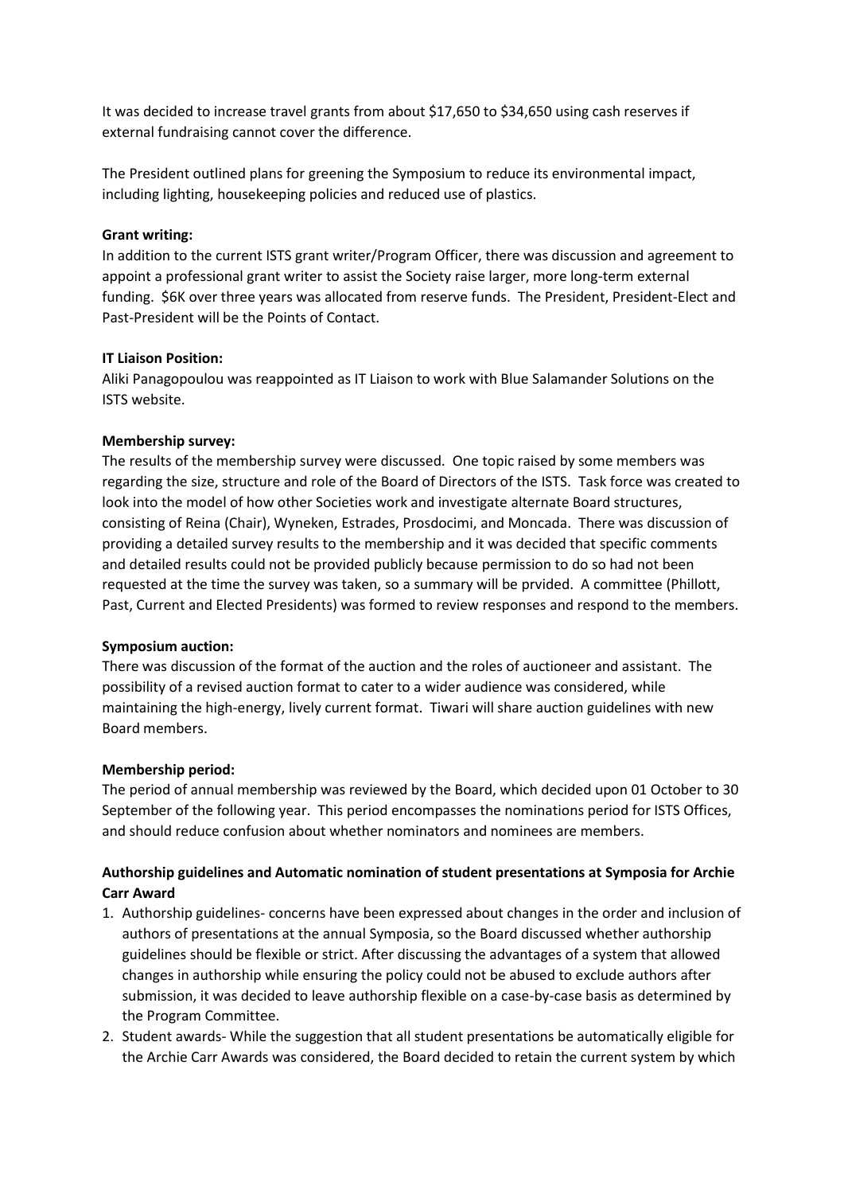It was decided to increase travel grants from about $17,650 to $34,650 using cash reserves if external fundraising cannot cover the difference.

The President outlined plans for greening the Symposium to reduce its environmental impact, including lighting, housekeeping policies and reduced use of plastics.

**Grant writing:**
In addition to the current ISTS grant writer/Program Officer, there was discussion and agreement to appoint a professional grant writer to assist the Society raise larger, more long-term external funding. $6K over three years was allocated from reserve funds. The President, President-Elect and Past-President will be the Points of Contact.

**IT Liaison Position:**
Aliki Panagopoulou was reappointed as IT Liaison to work with Blue Salamander Solutions on the ISTS website.

**Membership survey:**
The results of the membership survey were discussed. One topic raised by some members was regarding the size, structure and role of the Board of Directors of the ISTS. Task force was created to look into the model of how other Societies work and investigate alternate Board structures, consisting of Reina (Chair), Wyneken, Estrades, Prosdocimi, and Moncada. There was discussion of providing a detailed survey results to the membership and it was decided that specific comments and detailed results could not be provided publicly because permission to do so had not been requested at the time the survey was taken, so a summary will be prvided. A committee (Phillott, Past, Current and Elected Presidents) was formed to review responses and respond to the members.

**Symposium auction:**
There was discussion of the format of the auction and the roles of auctioneer and assistant. The possibility of a revised auction format to cater to a wider audience was considered, while maintaining the high-energy, lively current format. Tiwari will share auction guidelines with new Board members.

**Membership period:**
The period of annual membership was reviewed by the Board, which decided upon 01 October to 30 September of the following year. This period encompasses the nominations period for ISTS Offices, and should reduce confusion about whether nominators and nominees are members.

**Authorship guidelines and Automatic nomination of student presentations at Symposia for Archie Carr Award**

1. Authorship guidelines- concerns have been expressed about changes in the order and inclusion of authors of presentations at the annual Symposia, so the Board discussed whether authorship guidelines should be flexible or strict. After discussing the advantages of a system that allowed changes in authorship while ensuring the policy could not be abused to exclude authors after submission, it was decided to leave authorship flexible on a case-by-case basis as determined by the Program Committee.
2. Student awards- While the suggestion that all student presentations be automatically eligible for the Archie Carr Awards was considered, the Board decided to retain the current system by which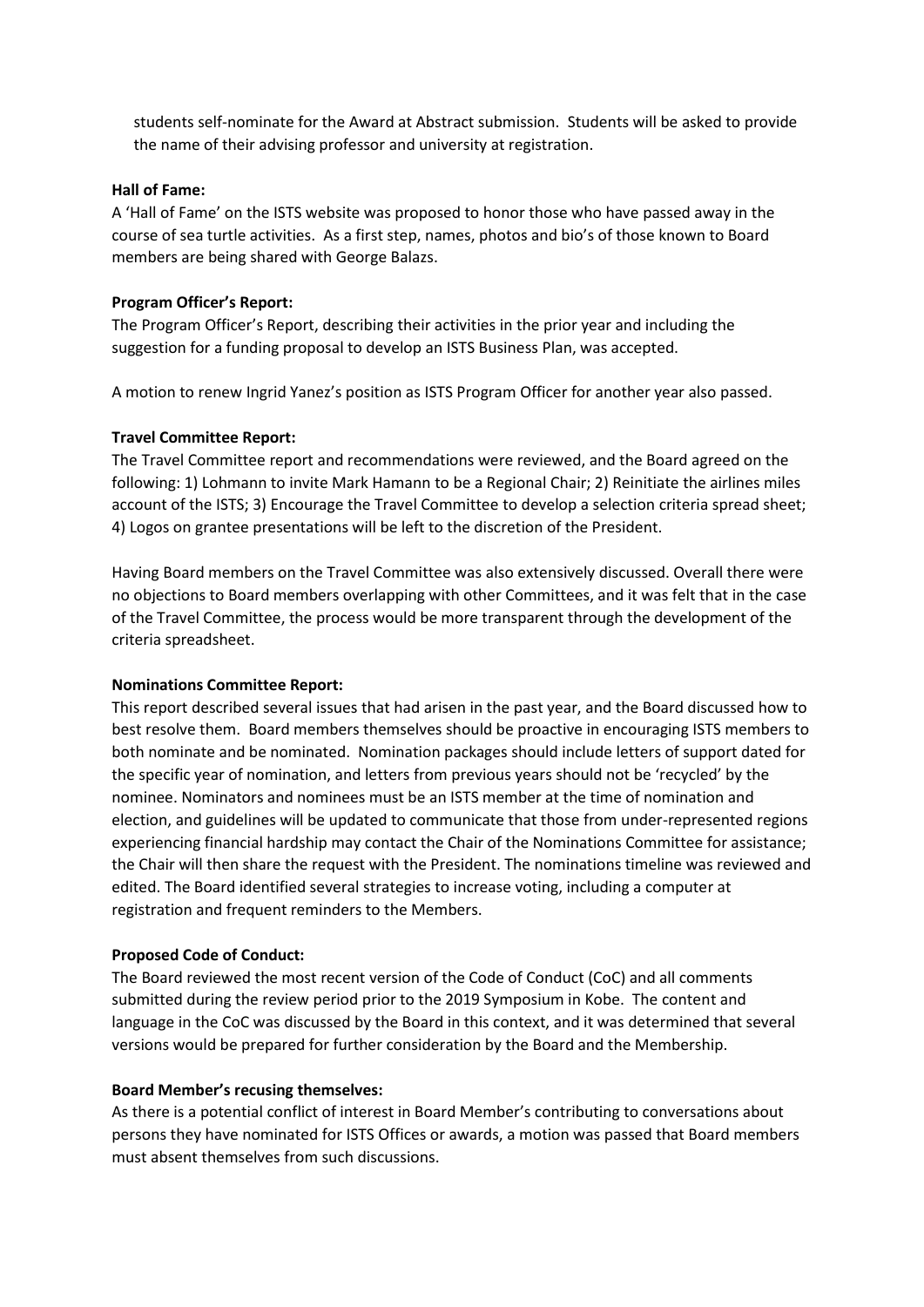students self-nominate for the Award at Abstract submission. Students will be asked to provide the name of their advising professor and university at registration.

**Hall of Fame:**

A 'Hall of Fame' on the ISTS website was proposed to honor those who have passed away in the course of sea turtle activities. As a first step, names, photos and bio's of those known to Board members are being shared with George Balazs.

**Program Officer's Report:**

The Program Officer's Report, describing their activities in the prior year and including the suggestion for a funding proposal to develop an ISTS Business Plan, was accepted.

A motion to renew Ingrid Yanez's position as ISTS Program Officer for another year also passed.

**Travel Committee Report:**

The Travel Committee report and recommendations were reviewed, and the Board agreed on the following: 1) Lohmann to invite Mark Hamann to be a Regional Chair; 2) Reinitiate the airlines miles account of the ISTS; 3) Encourage the Travel Committee to develop a selection criteria spread sheet; 4) Logos on grantee presentations will be left to the discretion of the President.

Having Board members on the Travel Committee was also extensively discussed. Overall there were no objections to Board members overlapping with other Committees, and it was felt that in the case of the Travel Committee, the process would be more transparent through the development of the criteria spreadsheet.

**Nominations Committee Report:**

This report described several issues that had arisen in the past year, and the Board discussed how to best resolve them. Board members themselves should be proactive in encouraging ISTS members to both nominate and be nominated. Nomination packages should include letters of support dated for the specific year of nomination, and letters from previous years should not be 'recycled' by the nominee. Nominators and nominees must be an ISTS member at the time of nomination and election, and guidelines will be updated to communicate that those from under-represented regions experiencing financial hardship may contact the Chair of the Nominations Committee for assistance; the Chair will then share the request with the President. The nominations timeline was reviewed and edited. The Board identified several strategies to increase voting, including a computer at registration and frequent reminders to the Members.

**Proposed Code of Conduct:**

The Board reviewed the most recent version of the Code of Conduct (CoC) and all comments submitted during the review period prior to the 2019 Symposium in Kobe. The content and language in the CoC was discussed by the Board in this context, and it was determined that several versions would be prepared for further consideration by the Board and the Membership.

**Board Member's recusing themselves:**

As there is a potential conflict of interest in Board Member's contributing to conversations about persons they have nominated for ISTS Offices or awards, a motion was passed that Board members must absent themselves from such discussions.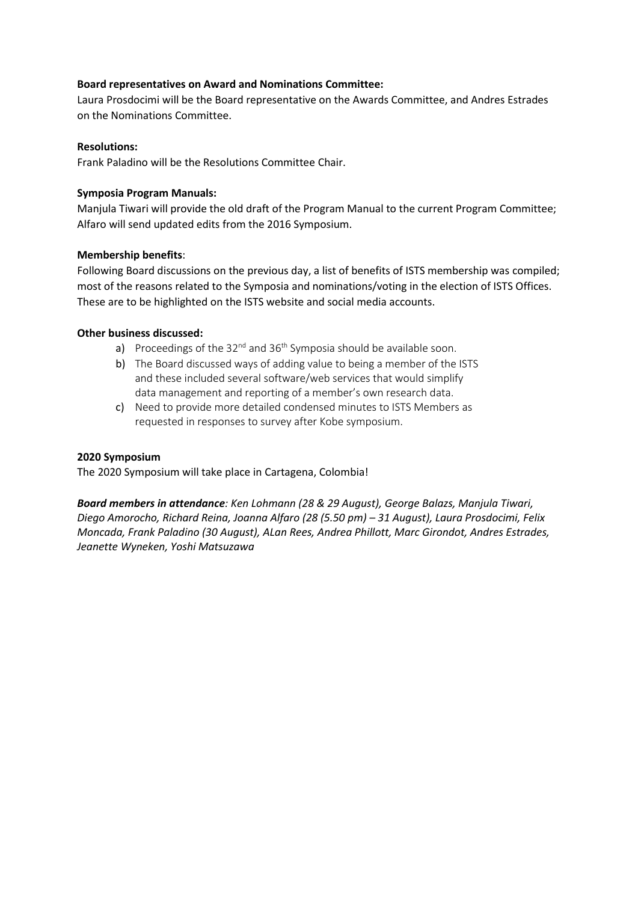**Board representatives on Award and Nominations Committee:**
Laura Prosdocimi will be the Board representative on the Awards Committee, and Andres Estrades on the Nominations Committee.

**Resolutions:**
Frank Paladino will be the Resolutions Committee Chair.

**Symposia Program Manuals:**
Manjula Tiwari will provide the old draft of the Program Manual to the current Program Committee; Alfaro will send updated edits from the 2016 Symposium.

**Membership benefits**:
Following Board discussions on the previous day, a list of benefits of ISTS membership was compiled; most of the reasons related to the Symposia and nominations/voting in the election of ISTS Offices. These are to be highlighted on the ISTS website and social media accounts.

**Other business discussed:**

a) Proceedings of the 32nd and 36th Symposia should be available soon.
b) The Board discussed ways of adding value to being a member of the ISTS and these included several software/web services that would simplify data management and reporting of a member's own research data.
c) Need to provide more detailed condensed minutes to ISTS Members as requested in responses to survey after Kobe symposium.

**2020 Symposium**
The 2020 Symposium will take place in Cartagena, Colombia!

***Board members in attendance**: Ken Lohmann (28 & 29 August), George Balazs, Manjula Tiwari, Diego Amorocho, Richard Reina, Joanna Alfaro (28 (5.50 pm) – 31 August), Laura Prosdocimi, Felix Moncada, Frank Paladino (30 August), ALan Rees, Andrea Phillott, Marc Girondot, Andres Estrades, Jeanette Wyneken, Yoshi Matsuzawa*